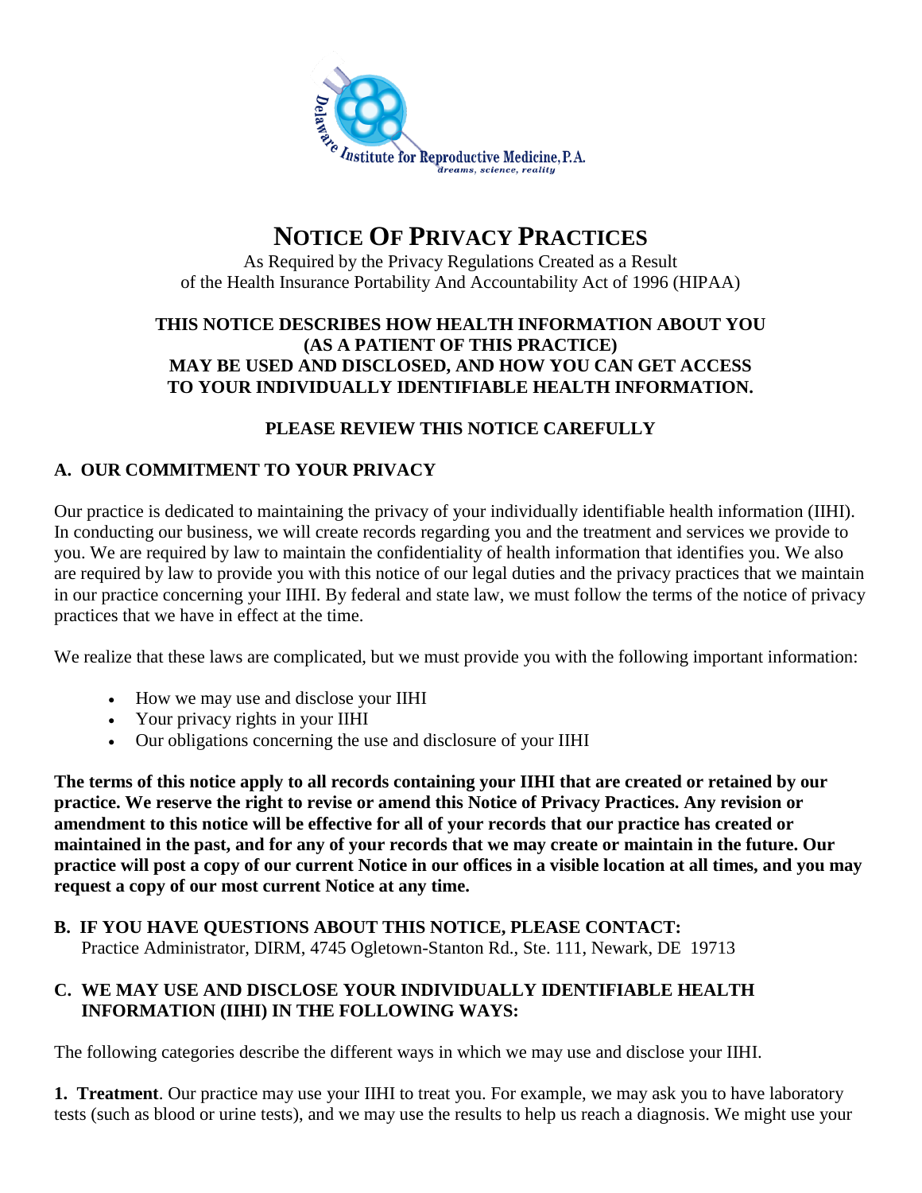Delaware Institute for Reproductive Medicine, P.A.
*dreams, science, reality*

# NOTICE OF PRIVACY PRACTICES

As Required by the Privacy Regulations Created as a Result of the Health Insurance Portability And Accountability Act of 1996 (HIPAA)

**THIS NOTICE DESCRIBES HOW HEALTH INFORMATION ABOUT YOU (AS A PATIENT OF THIS PRACTICE) MAY BE USED AND DISCLOSED, AND HOW YOU CAN GET ACCESS TO YOUR INDIVIDUALLY IDENTIFIABLE HEALTH INFORMATION.**

**PLEASE REVIEW THIS NOTICE CAREFULLY**

## A. OUR COMMITMENT TO YOUR PRIVACY

Our practice is dedicated to maintaining the privacy of your individually identifiable health information (IIHI). In conducting our business, we will create records regarding you and the treatment and services we provide to you. We are required by law to maintain the confidentiality of health information that identifies you. We also are required by law to provide you with this notice of our legal duties and the privacy practices that we maintain in our practice concerning your IIHI. By federal and state law, we must follow the terms of the notice of privacy practices that we have in effect at the time.

We realize that these laws are complicated, but we must provide you with the following important information:

- How we may use and disclose your IIHI
- Your privacy rights in your IIHI
- Our obligations concerning the use and disclosure of your IIHI

**The terms of this notice apply to all records containing your IIHI that are created or retained by our practice. We reserve the right to revise or amend this Notice of Privacy Practices. Any revision or amendment to this notice will be effective for all of your records that our practice has created or maintained in the past, and for any of your records that we may create or maintain in the future. Our practice will post a copy of our current Notice in our offices in a visible location at all times, and you may request a copy of our most current Notice at any time.**

## B. IF YOU HAVE QUESTIONS ABOUT THIS NOTICE, PLEASE CONTACT:

Practice Administrator, DIRM, 4745 Ogletown-Stanton Rd., Ste. 111, Newark, DE 19713

## C. WE MAY USE AND DISCLOSE YOUR INDIVIDUALLY IDENTIFIABLE HEALTH INFORMATION (IIHI) IN THE FOLLOWING WAYS:

The following categories describe the different ways in which we may use and disclose your IIHI.

**1. Treatment**. Our practice may use your IIHI to treat you. For example, we may ask you to have laboratory tests (such as blood or urine tests), and we may use the results to help us reach a diagnosis. We might use your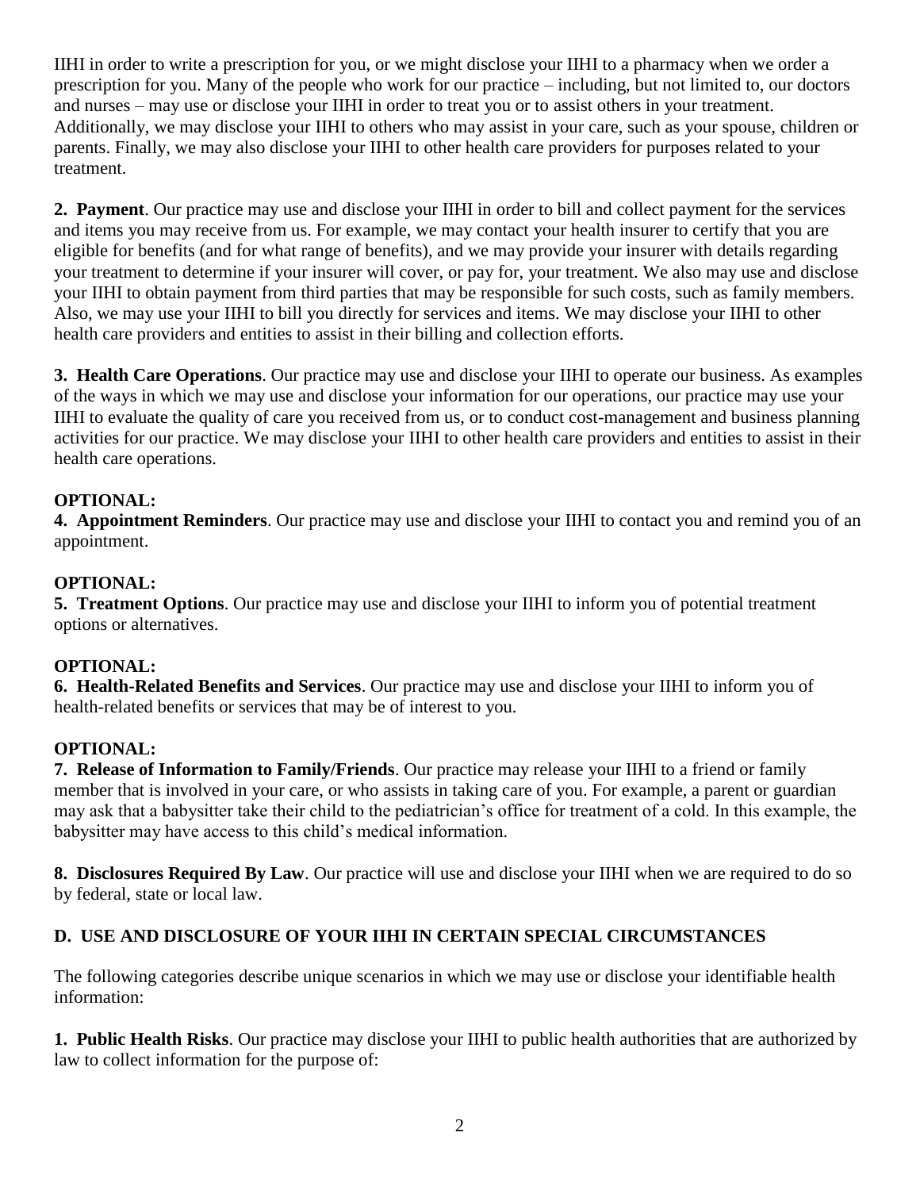IIHI in order to write a prescription for you, or we might disclose your IIHI to a pharmacy when we order a prescription for you. Many of the people who work for our practice – including, but not limited to, our doctors and nurses – may use or disclose your IIHI in order to treat you or to assist others in your treatment. Additionally, we may disclose your IIHI to others who may assist in your care, such as your spouse, children or parents. Finally, we may also disclose your IIHI to other health care providers for purposes related to your treatment.

**2. Payment**. Our practice may use and disclose your IIHI in order to bill and collect payment for the services and items you may receive from us. For example, we may contact your health insurer to certify that you are eligible for benefits (and for what range of benefits), and we may provide your insurer with details regarding your treatment to determine if your insurer will cover, or pay for, your treatment. We also may use and disclose your IIHI to obtain payment from third parties that may be responsible for such costs, such as family members. Also, we may use your IIHI to bill you directly for services and items. We may disclose your IIHI to other health care providers and entities to assist in their billing and collection efforts.

**3. Health Care Operations**. Our practice may use and disclose your IIHI to operate our business. As examples of the ways in which we may use and disclose your information for our operations, our practice may use your IIHI to evaluate the quality of care you received from us, or to conduct cost-management and business planning activities for our practice. We may disclose your IIHI to other health care providers and entities to assist in their health care operations.

**OPTIONAL:**
**4. Appointment Reminders**. Our practice may use and disclose your IIHI to contact you and remind you of an appointment.

**OPTIONAL:**
**5. Treatment Options**. Our practice may use and disclose your IIHI to inform you of potential treatment options or alternatives.

**OPTIONAL:**
**6. Health-Related Benefits and Services**. Our practice may use and disclose your IIHI to inform you of health-related benefits or services that may be of interest to you.

**OPTIONAL:**
**7. Release of Information to Family/Friends**. Our practice may release your IIHI to a friend or family member that is involved in your care, or who assists in taking care of you. For example, a parent or guardian may ask that a babysitter take their child to the pediatrician's office for treatment of a cold. In this example, the babysitter may have access to this child's medical information.

**8. Disclosures Required By Law**. Our practice will use and disclose your IIHI when we are required to do so by federal, state or local law.

## D. USE AND DISCLOSURE OF YOUR IIHI IN CERTAIN SPECIAL CIRCUMSTANCES

The following categories describe unique scenarios in which we may use or disclose your identifiable health information:

**1. Public Health Risks**. Our practice may disclose your IIHI to public health authorities that are authorized by law to collect information for the purpose of: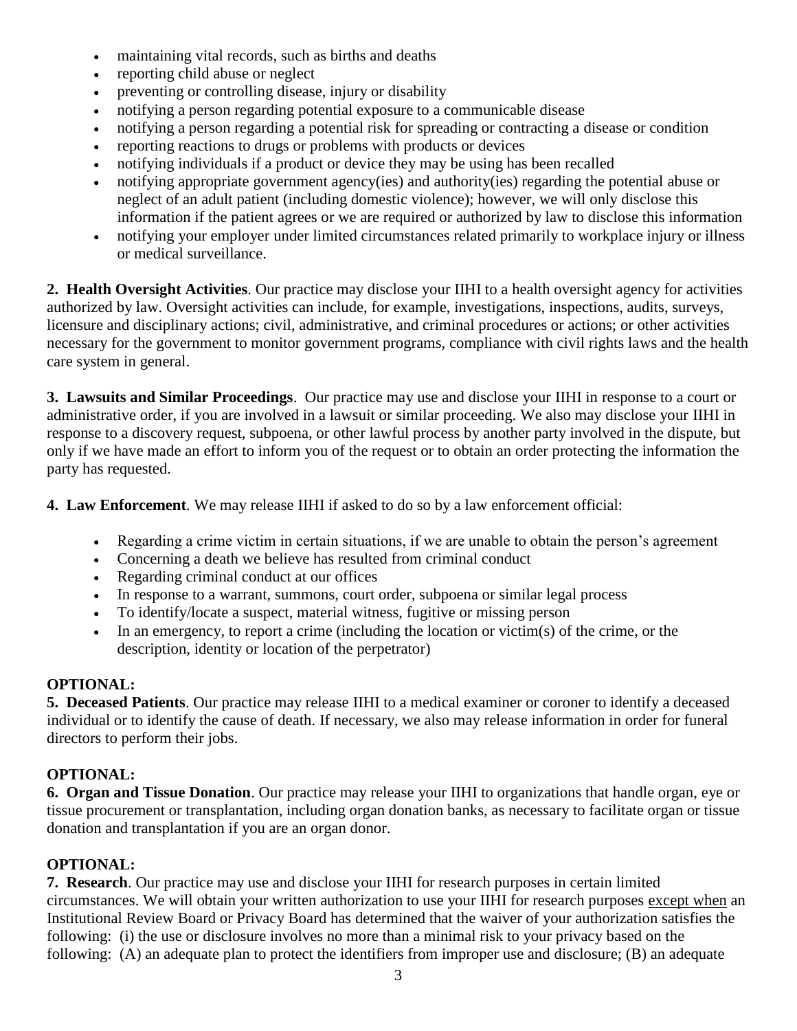- maintaining vital records, such as births and deaths
- reporting child abuse or neglect
- preventing or controlling disease, injury or disability
- notifying a person regarding potential exposure to a communicable disease
- notifying a person regarding a potential risk for spreading or contracting a disease or condition
- reporting reactions to drugs or problems with products or devices
- notifying individuals if a product or device they may be using has been recalled
- notifying appropriate government agency(ies) and authority(ies) regarding the potential abuse or neglect of an adult patient (including domestic violence); however, we will only disclose this information if the patient agrees or we are required or authorized by law to disclose this information
- notifying your employer under limited circumstances related primarily to workplace injury or illness or medical surveillance.

**2. Health Oversight Activities**. Our practice may disclose your IIHI to a health oversight agency for activities authorized by law. Oversight activities can include, for example, investigations, inspections, audits, surveys, licensure and disciplinary actions; civil, administrative, and criminal procedures or actions; or other activities necessary for the government to monitor government programs, compliance with civil rights laws and the health care system in general.

**3. Lawsuits and Similar Proceedings**. Our practice may use and disclose your IIHI in response to a court or administrative order, if you are involved in a lawsuit or similar proceeding. We also may disclose your IIHI in response to a discovery request, subpoena, or other lawful process by another party involved in the dispute, but only if we have made an effort to inform you of the request or to obtain an order protecting the information the party has requested.

**4. Law Enforcement**. We may release IIHI if asked to do so by a law enforcement official:

- Regarding a crime victim in certain situations, if we are unable to obtain the person's agreement
- Concerning a death we believe has resulted from criminal conduct
- Regarding criminal conduct at our offices
- In response to a warrant, summons, court order, subpoena or similar legal process
- To identify/locate a suspect, material witness, fugitive or missing person
- In an emergency, to report a crime (including the location or victim(s) of the crime, or the description, identity or location of the perpetrator)

**OPTIONAL:**
**5. Deceased Patients**. Our practice may release IIHI to a medical examiner or coroner to identify a deceased individual or to identify the cause of death. If necessary, we also may release information in order for funeral directors to perform their jobs.

**OPTIONAL:**
**6. Organ and Tissue Donation**. Our practice may release your IIHI to organizations that handle organ, eye or tissue procurement or transplantation, including organ donation banks, as necessary to facilitate organ or tissue donation and transplantation if you are an organ donor.

**OPTIONAL:**
**7. Research**. Our practice may use and disclose your IIHI for research purposes in certain limited circumstances. We will obtain your written authorization to use your IIHI for research purposes <u>except when</u> an Institutional Review Board or Privacy Board has determined that the waiver of your authorization satisfies the following: (i) the use or disclosure involves no more than a minimal risk to your privacy based on the following: (A) an adequate plan to protect the identifiers from improper use and disclosure; (B) an adequate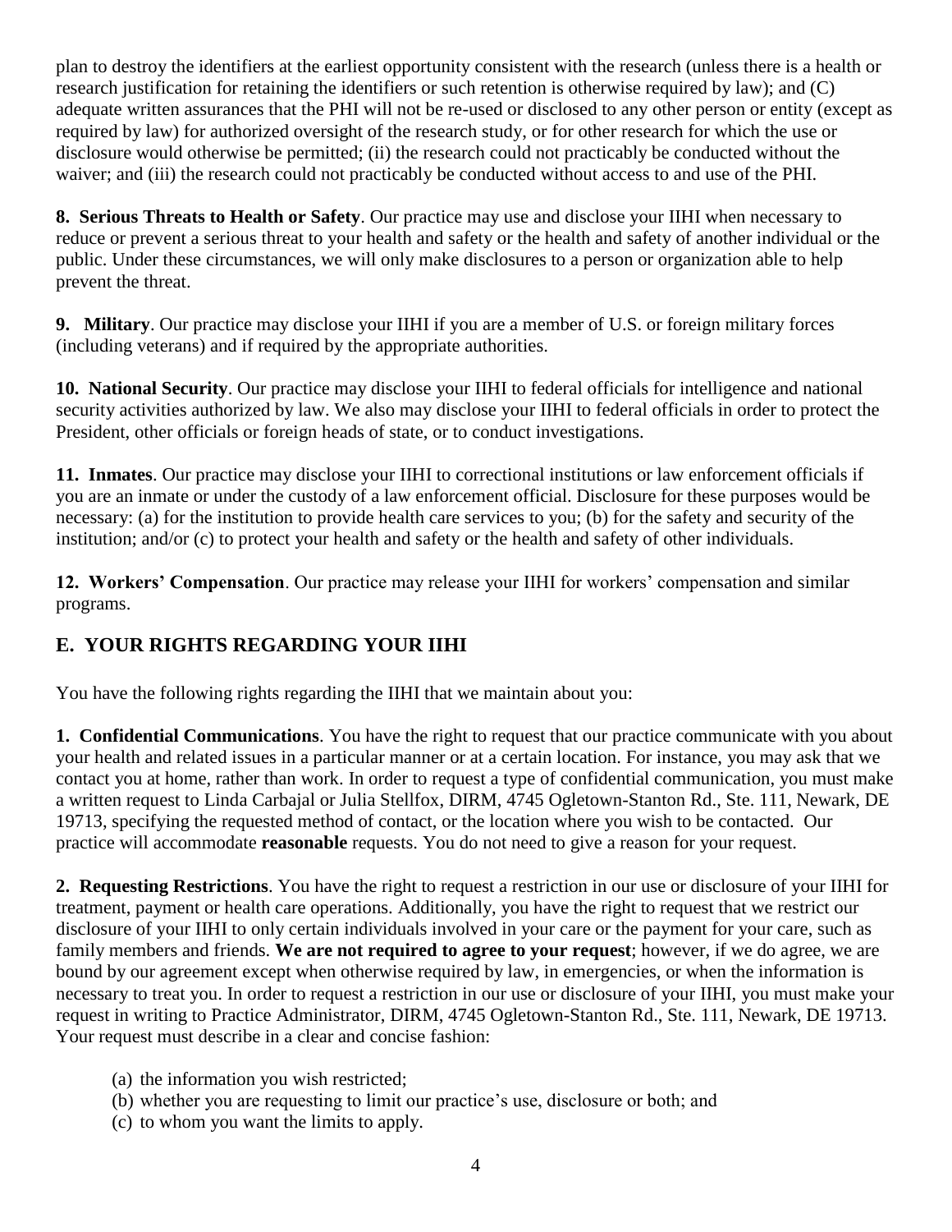plan to destroy the identifiers at the earliest opportunity consistent with the research (unless there is a health or research justification for retaining the identifiers or such retention is otherwise required by law); and (C) adequate written assurances that the PHI will not be re-used or disclosed to any other person or entity (except as required by law) for authorized oversight of the research study, or for other research for which the use or disclosure would otherwise be permitted; (ii) the research could not practicably be conducted without the waiver; and (iii) the research could not practicably be conducted without access to and use of the PHI.

**8. Serious Threats to Health or Safety**. Our practice may use and disclose your IIHI when necessary to reduce or prevent a serious threat to your health and safety or the health and safety of another individual or the public. Under these circumstances, we will only make disclosures to a person or organization able to help prevent the threat.

**9. Military**. Our practice may disclose your IIHI if you are a member of U.S. or foreign military forces (including veterans) and if required by the appropriate authorities.

**10. National Security**. Our practice may disclose your IIHI to federal officials for intelligence and national security activities authorized by law. We also may disclose your IIHI to federal officials in order to protect the President, other officials or foreign heads of state, or to conduct investigations.

**11. Inmates**. Our practice may disclose your IIHI to correctional institutions or law enforcement officials if you are an inmate or under the custody of a law enforcement official. Disclosure for these purposes would be necessary: (a) for the institution to provide health care services to you; (b) for the safety and security of the institution; and/or (c) to protect your health and safety or the health and safety of other individuals.

**12. Workers' Compensation**. Our practice may release your IIHI for workers' compensation and similar programs.

## E. YOUR RIGHTS REGARDING YOUR IIHI

You have the following rights regarding the IIHI that we maintain about you:

**1. Confidential Communications**. You have the right to request that our practice communicate with you about your health and related issues in a particular manner or at a certain location. For instance, you may ask that we contact you at home, rather than work. In order to request a type of confidential communication, you must make a written request to Linda Carbajal or Julia Stellfox, DIRM, 4745 Ogletown-Stanton Rd., Ste. 111, Newark, DE 19713, specifying the requested method of contact, or the location where you wish to be contacted. Our practice will accommodate **reasonable** requests. You do not need to give a reason for your request.

**2. Requesting Restrictions**. You have the right to request a restriction in our use or disclosure of your IIHI for treatment, payment or health care operations. Additionally, you have the right to request that we restrict our disclosure of your IIHI to only certain individuals involved in your care or the payment for your care, such as family members and friends. **We are not required to agree to your request**; however, if we do agree, we are bound by our agreement except when otherwise required by law, in emergencies, or when the information is necessary to treat you. In order to request a restriction in our use or disclosure of your IIHI, you must make your request in writing to Practice Administrator, DIRM, 4745 Ogletown-Stanton Rd., Ste. 111, Newark, DE 19713. Your request must describe in a clear and concise fashion:

(a) the information you wish restricted;
(b) whether you are requesting to limit our practice's use, disclosure or both; and
(c) to whom you want the limits to apply.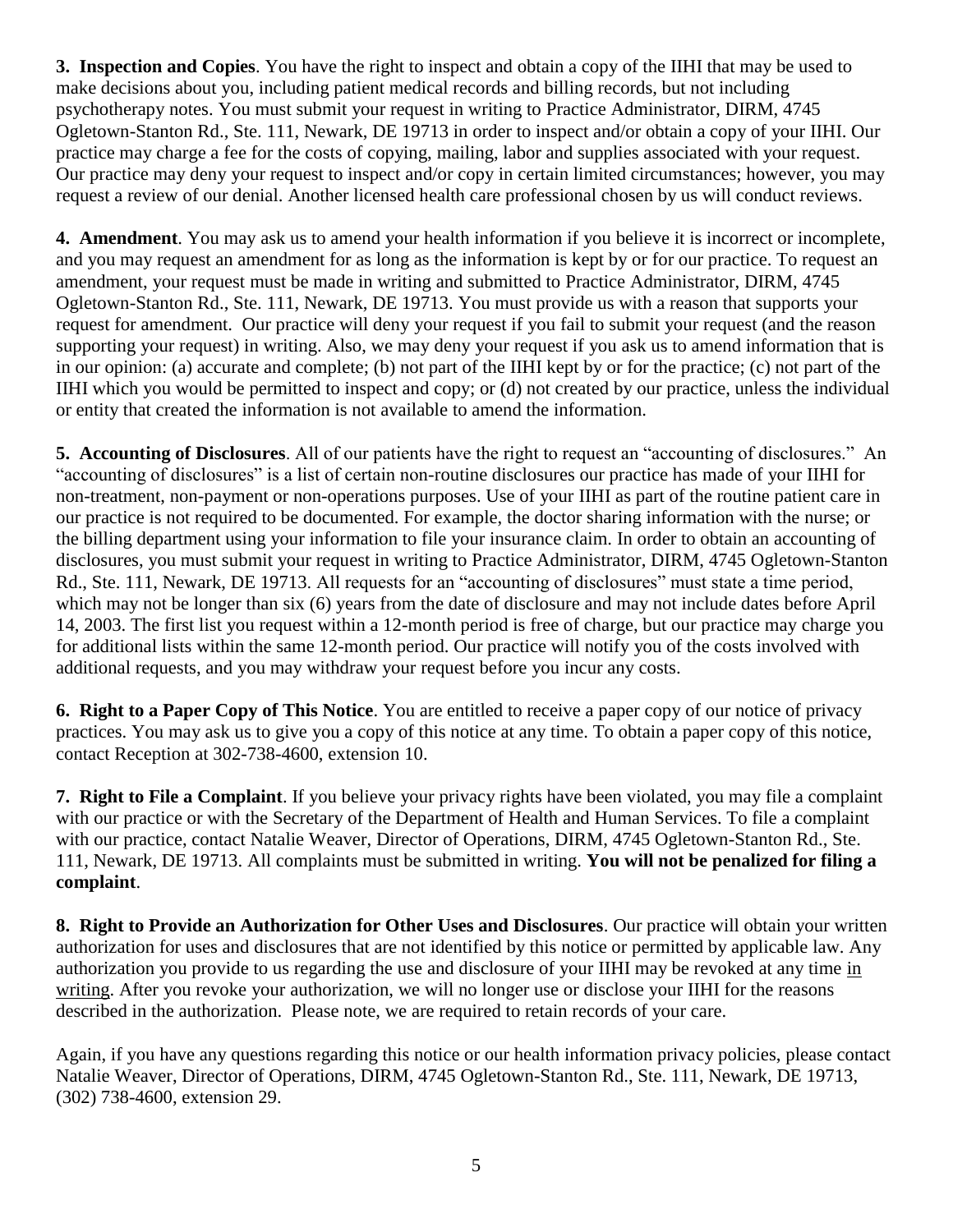**3. Inspection and Copies**. You have the right to inspect and obtain a copy of the IIHI that may be used to make decisions about you, including patient medical records and billing records, but not including psychotherapy notes. You must submit your request in writing to Practice Administrator, DIRM, 4745 Ogletown-Stanton Rd., Ste. 111, Newark, DE 19713 in order to inspect and/or obtain a copy of your IIHI. Our practice may charge a fee for the costs of copying, mailing, labor and supplies associated with your request. Our practice may deny your request to inspect and/or copy in certain limited circumstances; however, you may request a review of our denial. Another licensed health care professional chosen by us will conduct reviews.

**4. Amendment**. You may ask us to amend your health information if you believe it is incorrect or incomplete, and you may request an amendment for as long as the information is kept by or for our practice. To request an amendment, your request must be made in writing and submitted to Practice Administrator, DIRM, 4745 Ogletown-Stanton Rd., Ste. 111, Newark, DE 19713. You must provide us with a reason that supports your request for amendment. Our practice will deny your request if you fail to submit your request (and the reason supporting your request) in writing. Also, we may deny your request if you ask us to amend information that is in our opinion: (a) accurate and complete; (b) not part of the IIHI kept by or for the practice; (c) not part of the IIHI which you would be permitted to inspect and copy; or (d) not created by our practice, unless the individual or entity that created the information is not available to amend the information.

**5. Accounting of Disclosures**. All of our patients have the right to request an "accounting of disclosures." An "accounting of disclosures" is a list of certain non-routine disclosures our practice has made of your IIHI for non-treatment, non-payment or non-operations purposes. Use of your IIHI as part of the routine patient care in our practice is not required to be documented. For example, the doctor sharing information with the nurse; or the billing department using your information to file your insurance claim. In order to obtain an accounting of disclosures, you must submit your request in writing to Practice Administrator, DIRM, 4745 Ogletown-Stanton Rd., Ste. 111, Newark, DE 19713. All requests for an "accounting of disclosures" must state a time period, which may not be longer than six (6) years from the date of disclosure and may not include dates before April 14, 2003. The first list you request within a 12-month period is free of charge, but our practice may charge you for additional lists within the same 12-month period. Our practice will notify you of the costs involved with additional requests, and you may withdraw your request before you incur any costs.

**6. Right to a Paper Copy of This Notice**. You are entitled to receive a paper copy of our notice of privacy practices. You may ask us to give you a copy of this notice at any time. To obtain a paper copy of this notice, contact Reception at 302-738-4600, extension 10.

**7. Right to File a Complaint**. If you believe your privacy rights have been violated, you may file a complaint with our practice or with the Secretary of the Department of Health and Human Services. To file a complaint with our practice, contact Natalie Weaver, Director of Operations, DIRM, 4745 Ogletown-Stanton Rd., Ste. 111, Newark, DE 19713. All complaints must be submitted in writing. **You will not be penalized for filing a complaint**.

**8. Right to Provide an Authorization for Other Uses and Disclosures**. Our practice will obtain your written authorization for uses and disclosures that are not identified by this notice or permitted by applicable law. Any authorization you provide to us regarding the use and disclosure of your IIHI may be revoked at any time in writing. After you revoke your authorization, we will no longer use or disclose your IIHI for the reasons described in the authorization. Please note, we are required to retain records of your care.

Again, if you have any questions regarding this notice or our health information privacy policies, please contact Natalie Weaver, Director of Operations, DIRM, 4745 Ogletown-Stanton Rd., Ste. 111, Newark, DE 19713, (302) 738-4600, extension 29.